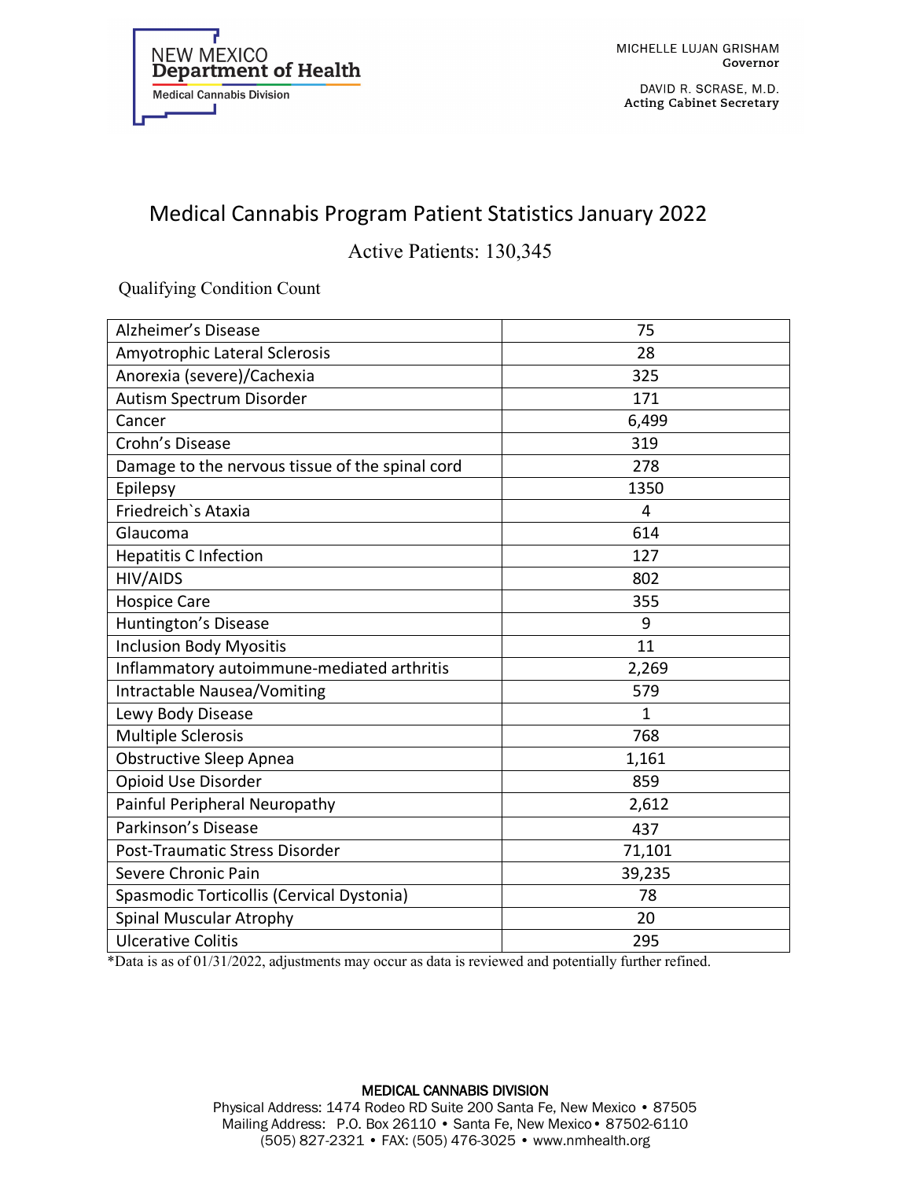NEW MEXICO
**Department of Health**
Medical Cannabis Division

MICHELLE LUJAN GRISHAM
**Governor**

DAVID R. SCRASE, M.D.
**Acting Cabinet Secretary**

# Medical Cannabis Program Patient Statistics January 2022

## Active Patients: 130,345

Qualifying Condition Count

| Condition | Count |
|---|---|
| Alzheimer's Disease | 75 |
| Amyotrophic Lateral Sclerosis | 28 |
| Anorexia (severe)/Cachexia | 325 |
| Autism Spectrum Disorder | 171 |
| Cancer | 6,499 |
| Crohn's Disease | 319 |
| Damage to the nervous tissue of the spinal cord | 278 |
| Epilepsy | 1350 |
| Friedreich`s Ataxia | 4 |
| Glaucoma | 614 |
| Hepatitis C Infection | 127 |
| HIV/AIDS | 802 |
| Hospice Care | 355 |
| Huntington's Disease | 9 |
| Inclusion Body Myositis | 11 |
| Inflammatory autoimmune-mediated arthritis | 2,269 |
| Intractable Nausea/Vomiting | 579 |
| Lewy Body Disease | 1 |
| Multiple Sclerosis | 768 |
| Obstructive Sleep Apnea | 1,161 |
| Opioid Use Disorder | 859 |
| Painful Peripheral Neuropathy | 2,612 |
| Parkinson's Disease | 437 |
| Post-Traumatic Stress Disorder | 71,101 |
| Severe Chronic Pain | 39,235 |
| Spasmodic Torticollis (Cervical Dystonia) | 78 |
| Spinal Muscular Atrophy | 20 |
| Ulcerative Colitis | 295 |

*Data is as of 01/31/2022, adjustments may occur as data is reviewed and potentially further refined.

MEDICAL CANNABIS DIVISION
Physical Address: 1474 Rodeo RD Suite 200 Santa Fe, New Mexico • 87505
Mailing Address: P.O. Box 26110 • Santa Fe, New Mexico • 87502-6110
(505) 827-2321 • FAX: (505) 476-3025 • www.nmhealth.org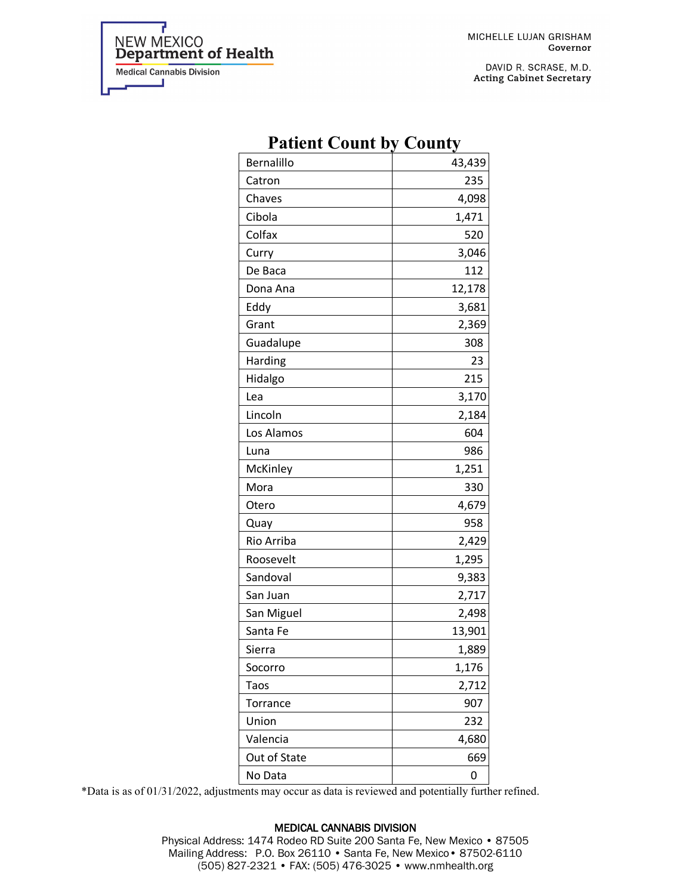NEW MEXICO
**Department of Health**
Medical Cannabis Division

MICHELLE LUJAN GRISHAM
**Governor**

DAVID R. SCRASE, M.D.
**Acting Cabinet Secretary**

# Patient Count by County

| | |
|---|---|
| Bernalillo | 43,439 |
| Catron | 235 |
| Chaves | 4,098 |
| Cibola | 1,471 |
| Colfax | 520 |
| Curry | 3,046 |
| De Baca | 112 |
| Dona Ana | 12,178 |
| Eddy | 3,681 |
| Grant | 2,369 |
| Guadalupe | 308 |
| Harding | 23 |
| Hidalgo | 215 |
| Lea | 3,170 |
| Lincoln | 2,184 |
| Los Alamos | 604 |
| Luna | 986 |
| McKinley | 1,251 |
| Mora | 330 |
| Otero | 4,679 |
| Quay | 958 |
| Rio Arriba | 2,429 |
| Roosevelt | 1,295 |
| Sandoval | 9,383 |
| San Juan | 2,717 |
| San Miguel | 2,498 |
| Santa Fe | 13,901 |
| Sierra | 1,889 |
| Socorro | 1,176 |
| Taos | 2,712 |
| Torrance | 907 |
| Union | 232 |
| Valencia | 4,680 |
| Out of State | 669 |
| No Data | 0 |

*Data is as of 01/31/2022, adjustments may occur as data is reviewed and potentially further refined.

MEDICAL CANNABIS DIVISION
Physical Address: 1474 Rodeo RD Suite 200 Santa Fe, New Mexico • 87505
Mailing Address: P.O. Box 26110 • Santa Fe, New Mexico • 87502-6110
(505) 827-2321 • FAX: (505) 476-3025 • www.nmhealth.org